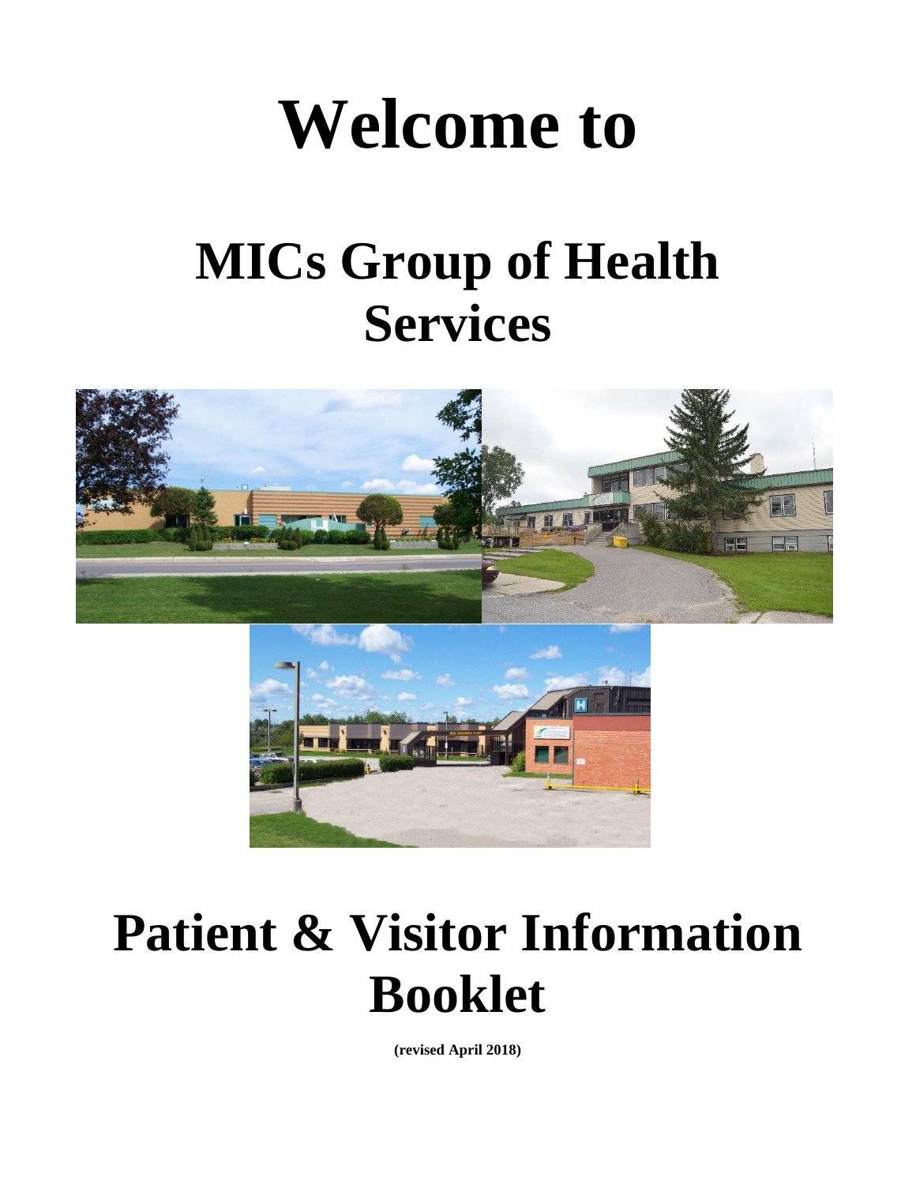# Welcome to

# MICs Group of Health Services

# Patient & Visitor Information Booklet

**(revised April 2018)**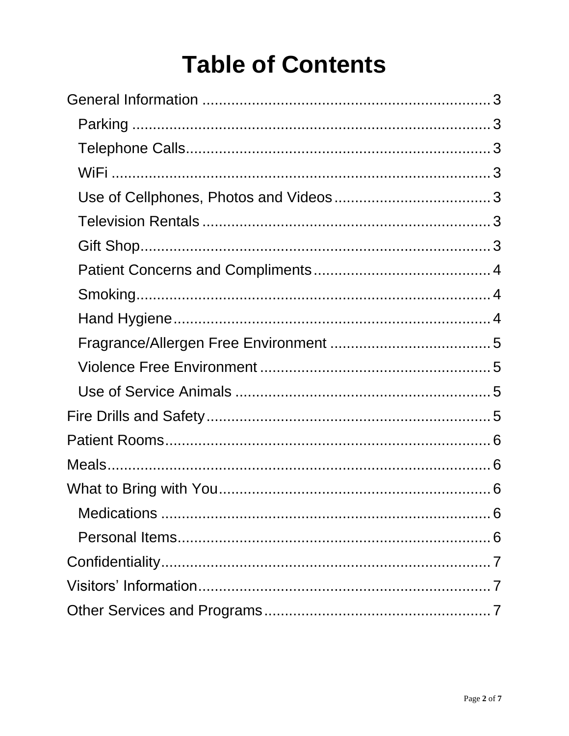# Table of Contents

- General Information ........ 3
  - Parking ........ 3
  - Telephone Calls ........ 3
  - WiFi ........ 3
  - Use of Cellphones, Photos and Videos ........ 3
  - Television Rentals ........ 3
  - Gift Shop ........ 3
  - Patient Concerns and Compliments ........ 4
  - Smoking ........ 4
  - Hand Hygiene ........ 4
  - Fragrance/Allergen Free Environment ........ 5
  - Violence Free Environment ........ 5
  - Use of Service Animals ........ 5
- Fire Drills and Safety ........ 5
- Patient Rooms ........ 6
- Meals ........ 6
- What to Bring with You ........ 6
  - Medications ........ 6
  - Personal Items ........ 6
- Confidentiality ........ 7
- Visitors' Information ........ 7
- Other Services and Programs ........ 7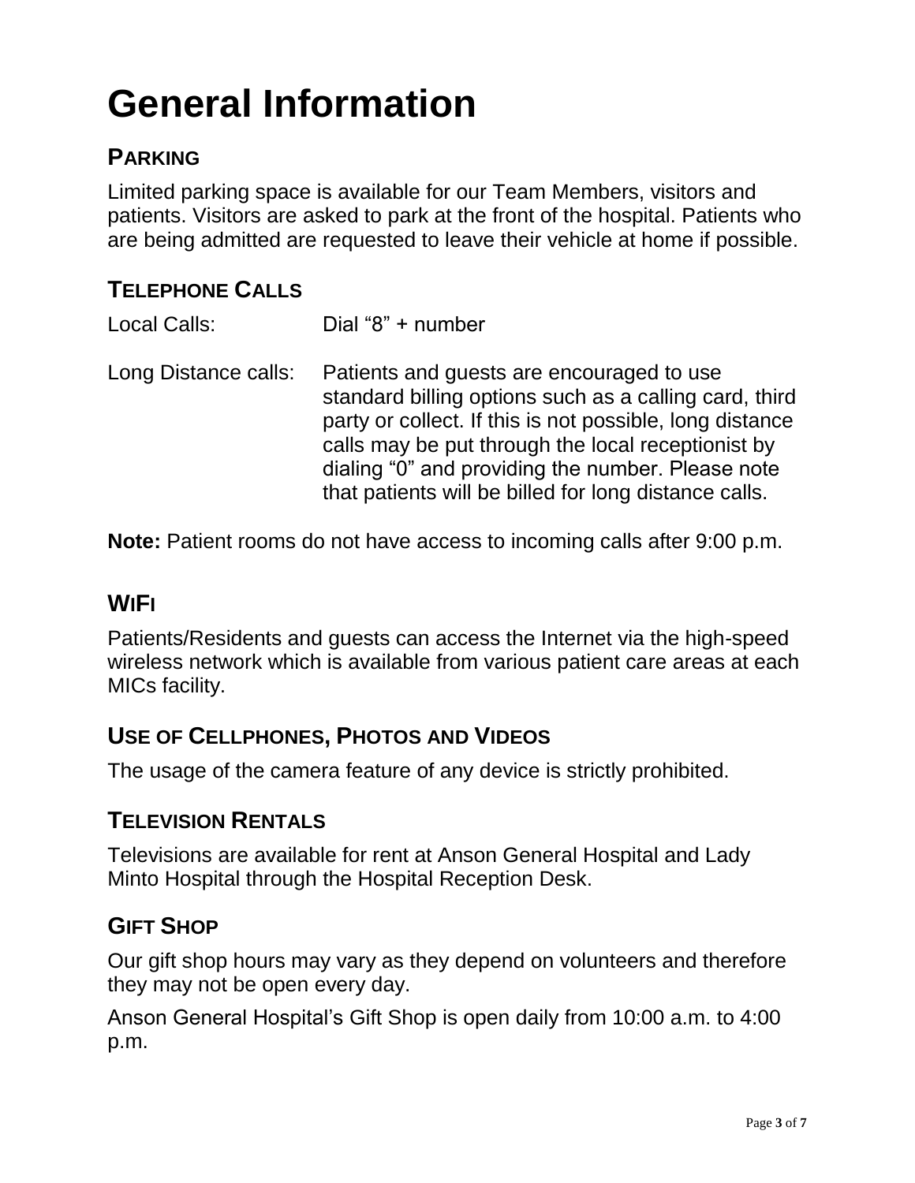# General Information

## PARKING

Limited parking space is available for our Team Members, visitors and patients. Visitors are asked to park at the front of the hospital. Patients who are being admitted are requested to leave their vehicle at home if possible.

## TELEPHONE CALLS

| | |
|---|---|
| Local Calls: | Dial “8” + number |
| Long Distance calls: | Patients and guests are encouraged to use standard billing options such as a calling card, third party or collect. If this is not possible, long distance calls may be put through the local receptionist by dialing “0” and providing the number. Please note that patients will be billed for long distance calls. |

**Note:** Patient rooms do not have access to incoming calls after 9:00 p.m.

## WIFI

Patients/Residents and guests can access the Internet via the high-speed wireless network which is available from various patient care areas at each MICs facility.

## USE OF CELLPHONES, PHOTOS AND VIDEOS

The usage of the camera feature of any device is strictly prohibited.

## TELEVISION RENTALS

Televisions are available for rent at Anson General Hospital and Lady Minto Hospital through the Hospital Reception Desk.

## GIFT SHOP

Our gift shop hours may vary as they depend on volunteers and therefore they may not be open every day.

Anson General Hospital’s Gift Shop is open daily from 10:00 a.m. to 4:00 p.m.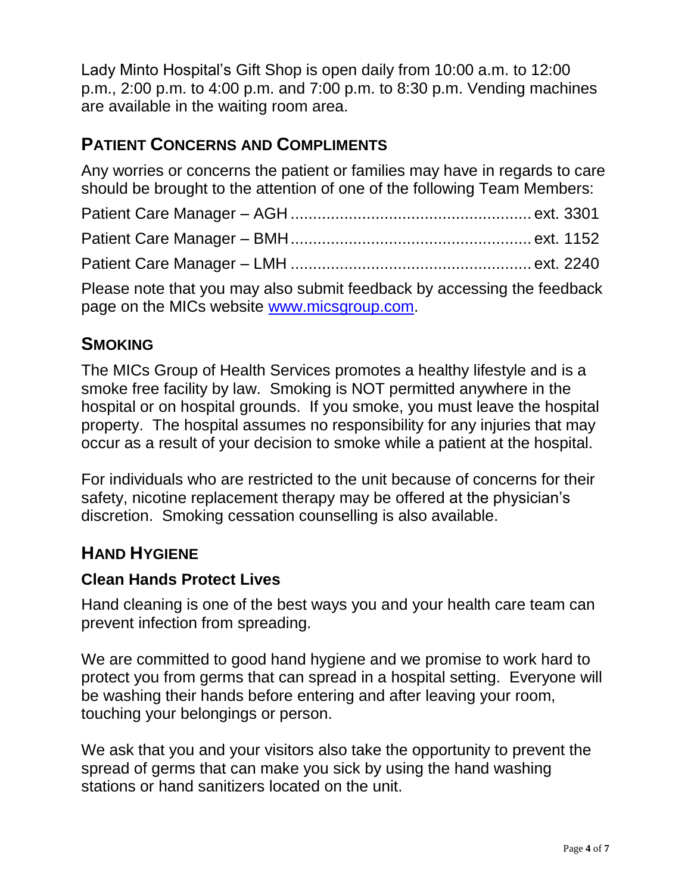Lady Minto Hospital's Gift Shop is open daily from 10:00 a.m. to 12:00 p.m., 2:00 p.m. to 4:00 p.m. and 7:00 p.m. to 8:30 p.m. Vending machines are available in the waiting room area.

## PATIENT CONCERNS AND COMPLIMENTS

Any worries or concerns the patient or families may have in regards to care should be brought to the attention of one of the following Team Members:

Patient Care Manager – AGH ........................................................ ext. 3301

Patient Care Manager – BMH ........................................................ ext. 1152

Patient Care Manager – LMH ........................................................ ext. 2240

Please note that you may also submit feedback by accessing the feedback page on the MICs website [www.micsgroup.com](http://www.micsgroup.com).

## SMOKING

The MICs Group of Health Services promotes a healthy lifestyle and is a smoke free facility by law. Smoking is NOT permitted anywhere in the hospital or on hospital grounds. If you smoke, you must leave the hospital property. The hospital assumes no responsibility for any injuries that may occur as a result of your decision to smoke while a patient at the hospital.

For individuals who are restricted to the unit because of concerns for their safety, nicotine replacement therapy may be offered at the physician's discretion. Smoking cessation counselling is also available.

## HAND HYGIENE

### Clean Hands Protect Lives

Hand cleaning is one of the best ways you and your health care team can prevent infection from spreading.

We are committed to good hand hygiene and we promise to work hard to protect you from germs that can spread in a hospital setting. Everyone will be washing their hands before entering and after leaving your room, touching your belongings or person.

We ask that you and your visitors also take the opportunity to prevent the spread of germs that can make you sick by using the hand washing stations or hand sanitizers located on the unit.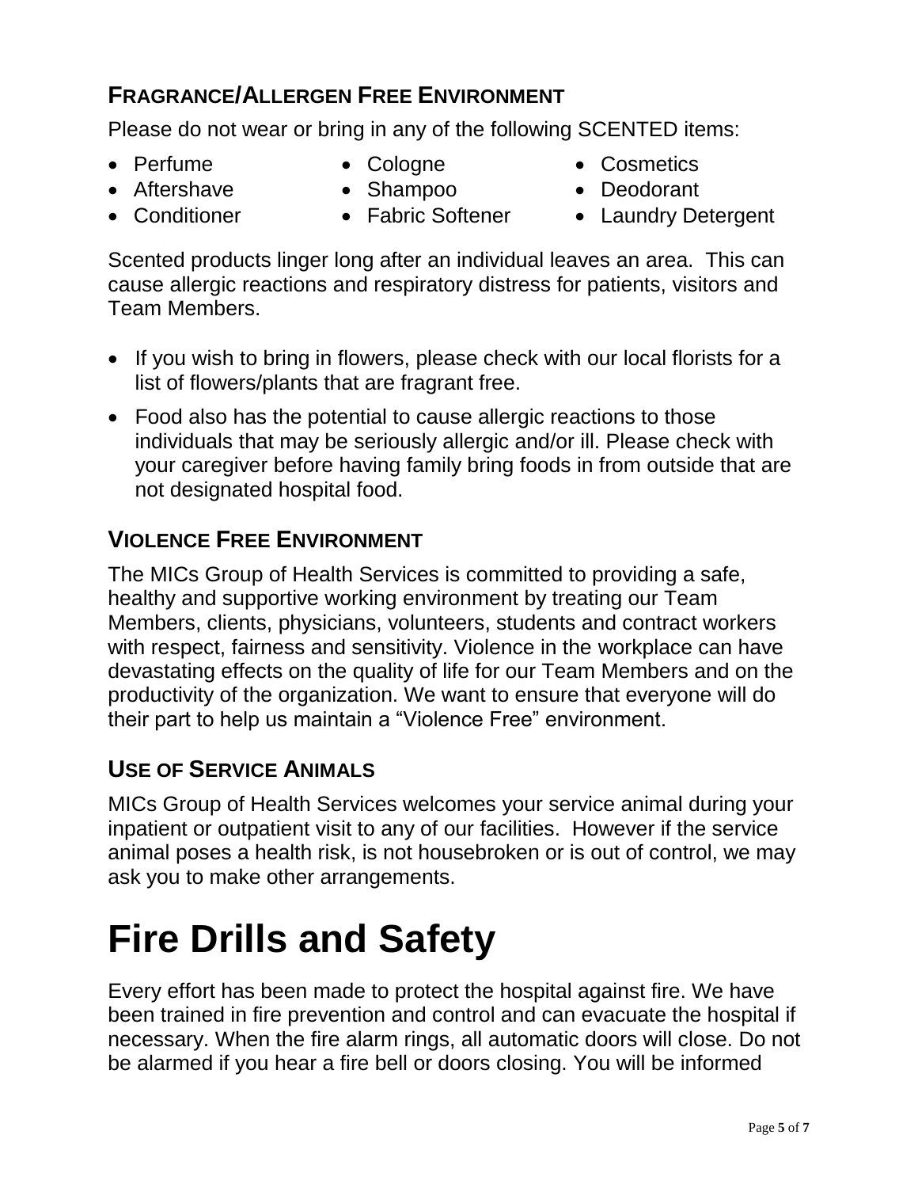## Fragrance/Allergen Free Environment

Please do not wear or bring in any of the following SCENTED items:

- Perfume
- Cologne
- Cosmetics
- Aftershave
- Shampoo
- Deodorant
- Conditioner
- Fabric Softener
- Laundry Detergent

Scented products linger long after an individual leaves an area. This can cause allergic reactions and respiratory distress for patients, visitors and Team Members.

- If you wish to bring in flowers, please check with our local florists for a list of flowers/plants that are fragrant free.
- Food also has the potential to cause allergic reactions to those individuals that may be seriously allergic and/or ill. Please check with your caregiver before having family bring foods in from outside that are not designated hospital food.

## Violence Free Environment

The MICs Group of Health Services is committed to providing a safe, healthy and supportive working environment by treating our Team Members, clients, physicians, volunteers, students and contract workers with respect, fairness and sensitivity. Violence in the workplace can have devastating effects on the quality of life for our Team Members and on the productivity of the organization. We want to ensure that everyone will do their part to help us maintain a "Violence Free" environment.

## Use of Service Animals

MICs Group of Health Services welcomes your service animal during your inpatient or outpatient visit to any of our facilities. However if the service animal poses a health risk, is not housebroken or is out of control, we may ask you to make other arrangements.

# Fire Drills and Safety

Every effort has been made to protect the hospital against fire. We have been trained in fire prevention and control and can evacuate the hospital if necessary. When the fire alarm rings, all automatic doors will close. Do not be alarmed if you hear a fire bell or doors closing. You will be informed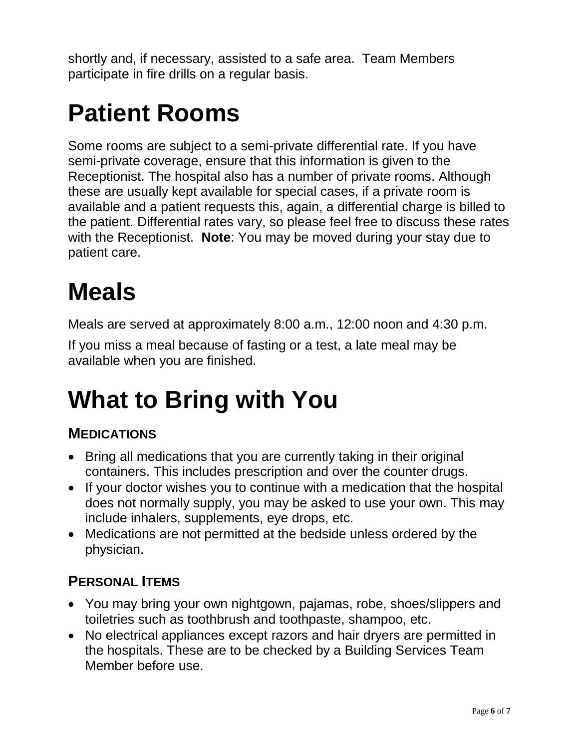shortly and, if necessary, assisted to a safe area. Team Members participate in fire drills on a regular basis.

# Patient Rooms

Some rooms are subject to a semi-private differential rate. If you have semi-private coverage, ensure that this information is given to the Receptionist. The hospital also has a number of private rooms. Although these are usually kept available for special cases, if a private room is available and a patient requests this, again, a differential charge is billed to the patient. Differential rates vary, so please feel free to discuss these rates with the Receptionist. **Note**: You may be moved during your stay due to patient care.

# Meals

Meals are served at approximately 8:00 a.m., 12:00 noon and 4:30 p.m.

If you miss a meal because of fasting or a test, a late meal may be available when you are finished.

# What to Bring with You

### MEDICATIONS

- Bring all medications that you are currently taking in their original containers. This includes prescription and over the counter drugs.
- If your doctor wishes you to continue with a medication that the hospital does not normally supply, you may be asked to use your own. This may include inhalers, supplements, eye drops, etc.
- Medications are not permitted at the bedside unless ordered by the physician.

### PERSONAL ITEMS

- You may bring your own nightgown, pajamas, robe, shoes/slippers and toiletries such as toothbrush and toothpaste, shampoo, etc.
- No electrical appliances except razors and hair dryers are permitted in the hospitals. These are to be checked by a Building Services Team Member before use.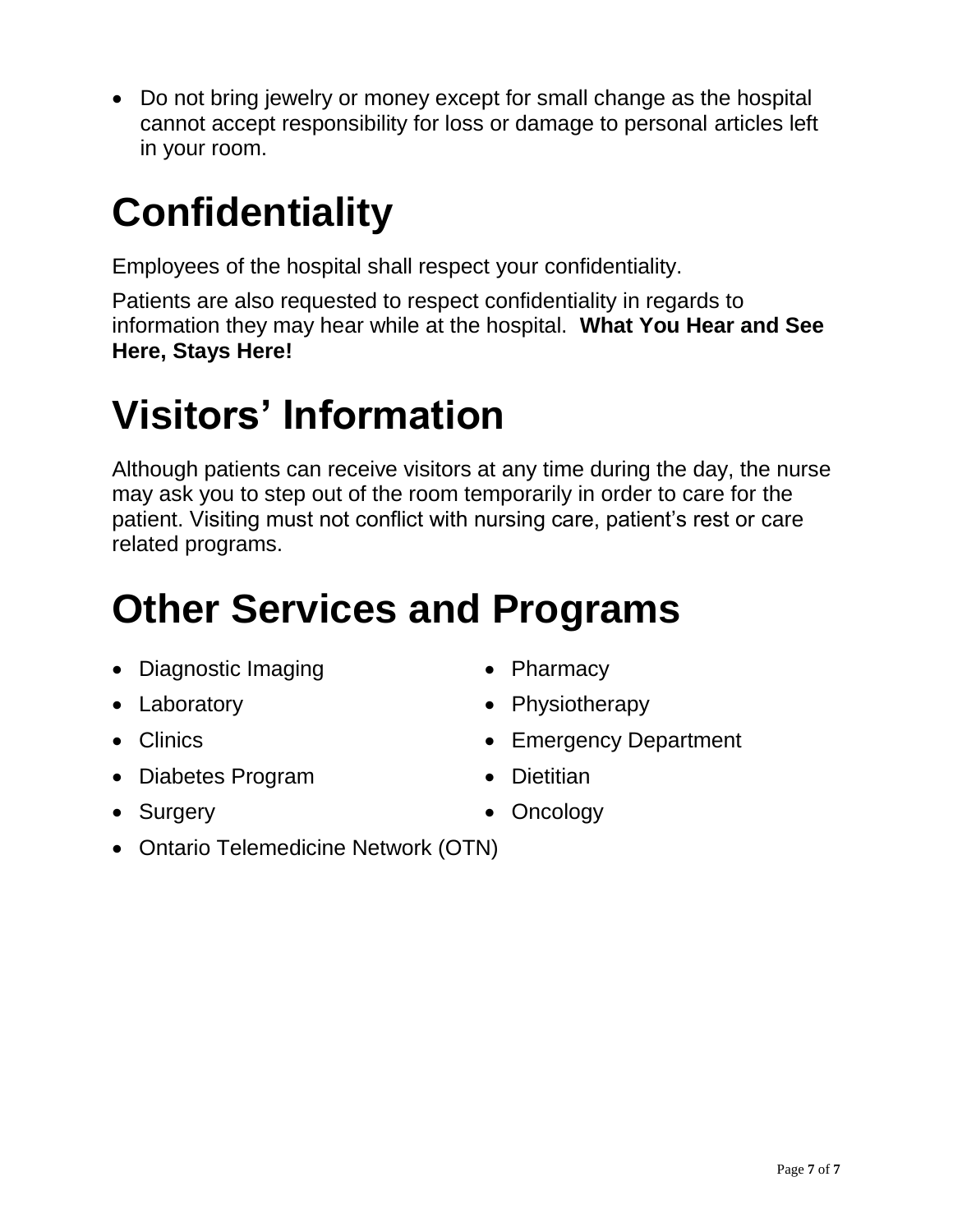- Do not bring jewelry or money except for small change as the hospital cannot accept responsibility for loss or damage to personal articles left in your room.

# Confidentiality

Employees of the hospital shall respect your confidentiality.

Patients are also requested to respect confidentiality in regards to information they may hear while at the hospital. **What You Hear and See Here, Stays Here!**

# Visitors' Information

Although patients can receive visitors at any time during the day, the nurse may ask you to step out of the room temporarily in order to care for the patient. Visiting must not conflict with nursing care, patient's rest or care related programs.

# Other Services and Programs

- Diagnostic Imaging
- Laboratory
- Clinics
- Diabetes Program
- Surgery
- Pharmacy
- Physiotherapy
- Emergency Department
- Dietitian
- Oncology
- Ontario Telemedicine Network (OTN)